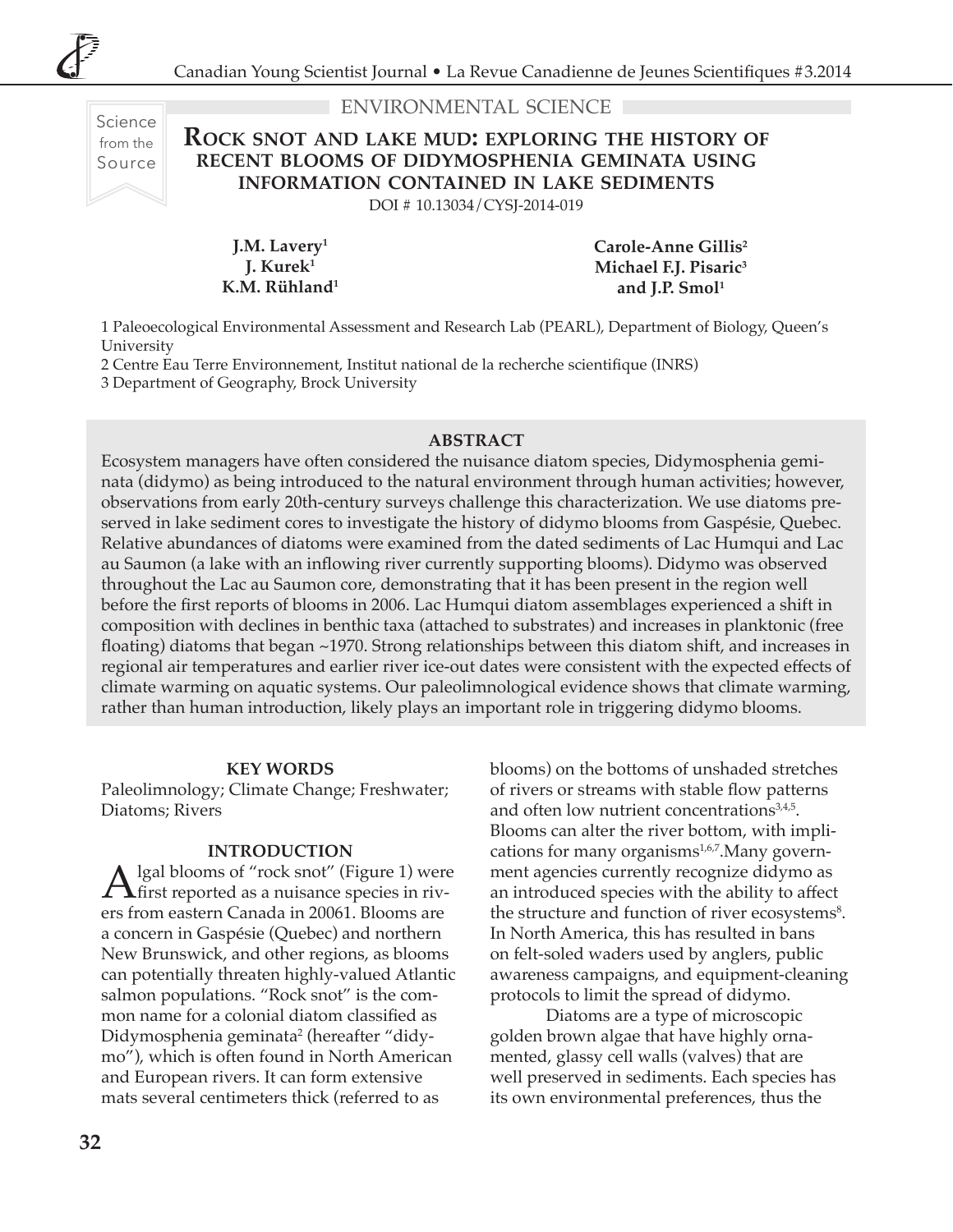ENVIRONMENTAL SCIENCE

Science from the Source

# Rock snot and lake mud: exploring the history of recent blooms of Didymosphenia geminata using information contained in lake sediments

DOI # 10.13034/CYSJ-2014-019

**J.M. Lavery[1]**
**J. Kurek[1]**
**K.M. Rühland[1]**
**Carole-Anne Gillis[2]**
**Michael F.J. Pisaric[3]**
**and J.P. Smol[1]**

1 Paleoecological Environmental Assessment and Research Lab (PEARL), Department of Biology, Queen's University
2 Centre Eau Terre Environnement, Institut national de la recherche scientifique (INRS)
3 Department of Geography, Brock University

## ABSTRACT

Ecosystem managers have often considered the nuisance diatom species, Didymosphenia geminata (didymo) as being introduced to the natural environment through human activities; however, observations from early 20th-century surveys challenge this characterization. We use diatoms preserved in lake sediment cores to investigate the history of didymo blooms from Gaspésie, Quebec. Relative abundances of diatoms were examined from the dated sediments of Lac Humqui and Lac au Saumon (a lake with an inflowing river currently supporting blooms). Didymo was observed throughout the Lac au Saumon core, demonstrating that it has been present in the region well before the first reports of blooms in 2006. Lac Humqui diatom assemblages experienced a shift in composition with declines in benthic taxa (attached to substrates) and increases in planktonic (free floating) diatoms that began ~1970. Strong relationships between this diatom shift, and increases in regional air temperatures and earlier river ice-out dates were consistent with the expected effects of climate warming on aquatic systems. Our paleolimnological evidence shows that climate warming, rather than human introduction, likely plays an important role in triggering didymo blooms.

### KEY WORDS

Paleolimnology; Climate Change; Freshwater; Diatoms; Rivers

### INTRODUCTION

Algal blooms of "rock snot" (Figure 1) were first reported as a nuisance species in rivers from eastern Canada in 20061. Blooms are a concern in Gaspésie (Quebec) and northern New Brunswick, and other regions, as blooms can potentially threaten highly-valued Atlantic salmon populations. "Rock snot" is the common name for a colonial diatom classified as Didymosphenia geminata[2] (hereafter "didymo"), which is often found in North American and European rivers. It can form extensive mats several centimeters thick (referred to as blooms) on the bottoms of unshaded stretches of rivers or streams with stable flow patterns and often low nutrient concentrations[3,4,5]. Blooms can alter the river bottom, with implications for many organisms[1,6,7].Many government agencies currently recognize didymo as an introduced species with the ability to affect the structure and function of river ecosystems[8]. In North America, this has resulted in bans on felt-soled waders used by anglers, public awareness campaigns, and equipment-cleaning protocols to limit the spread of didymo.

Diatoms are a type of microscopic golden brown algae that have highly ornamented, glassy cell walls (valves) that are well preserved in sediments. Each species has its own environmental preferences, thus the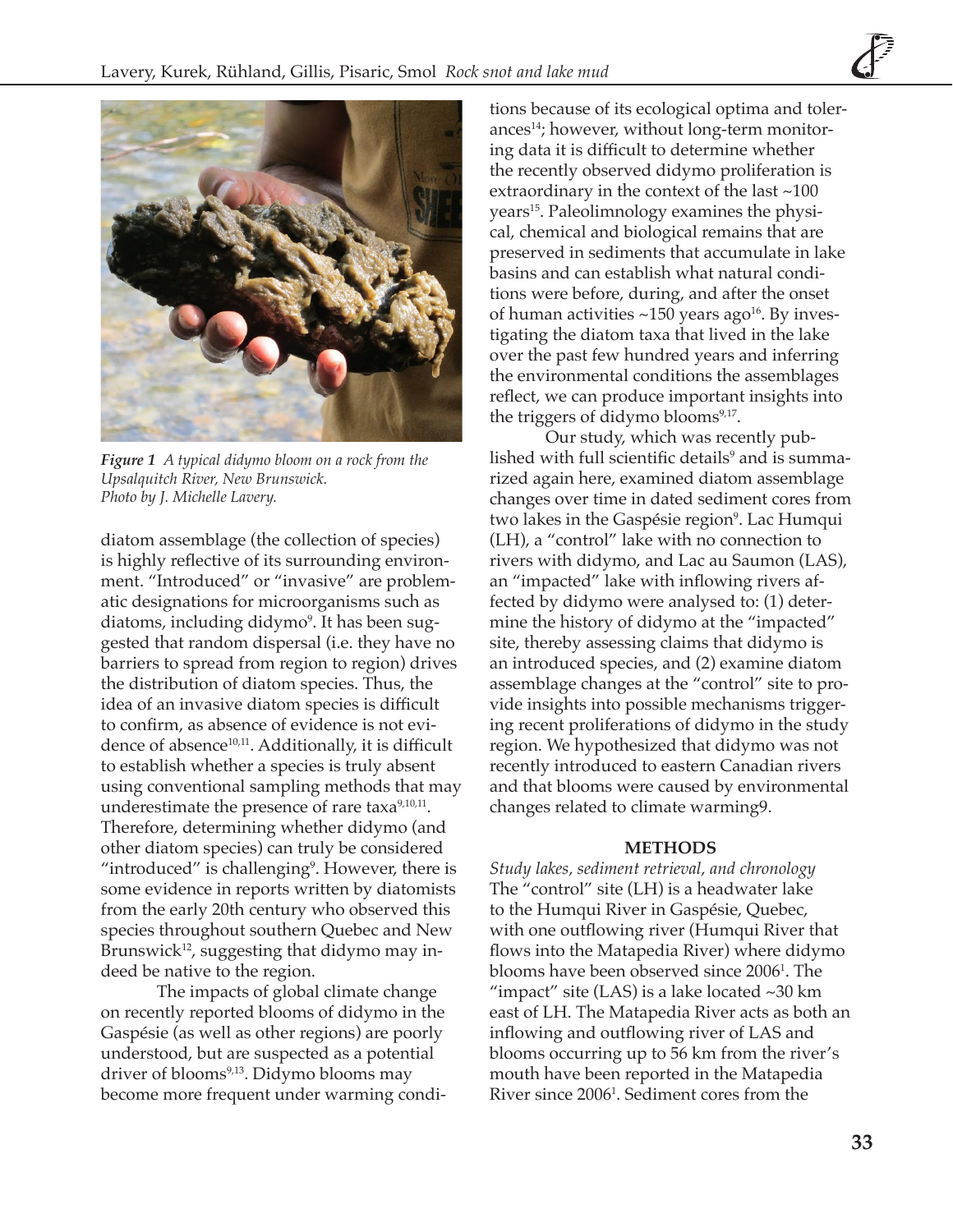*Figure 1 A typical didymo bloom on a rock from the Upsalquitch River, New Brunswick. Photo by J. Michelle Lavery.*

diatom assemblage (the collection of species) is highly reflective of its surrounding environment. "Introduced" or "invasive" are problematic designations for microorganisms such as diatoms, including didymo[9]. It has been suggested that random dispersal (i.e. they have no barriers to spread from region to region) drives the distribution of diatom species. Thus, the idea of an invasive diatom species is difficult to confirm, as absence of evidence is not evidence of absence[10,11]. Additionally, it is difficult to establish whether a species is truly absent using conventional sampling methods that may underestimate the presence of rare taxa[9,10,11]. Therefore, determining whether didymo (and other diatom species) can truly be considered "introduced" is challenging[9]. However, there is some evidence in reports written by diatomists from the early 20th century who observed this species throughout southern Quebec and New Brunswick[12], suggesting that didymo may indeed be native to the region.

The impacts of global climate change on recently reported blooms of didymo in the Gaspésie (as well as other regions) are poorly understood, but are suspected as a potential driver of blooms[9,13]. Didymo blooms may become more frequent under warming conditions because of its ecological optima and tolerances[14]; however, without long-term monitoring data it is difficult to determine whether the recently observed didymo proliferation is extraordinary in the context of the last ~100 years[15]. Paleolimnology examines the physical, chemical and biological remains that are preserved in sediments that accumulate in lake basins and can establish what natural conditions were before, during, and after the onset of human activities ~150 years ago[16]. By investigating the diatom taxa that lived in the lake over the past few hundred years and inferring the environmental conditions the assemblages reflect, we can produce important insights into the triggers of didymo blooms[9,17].

Our study, which was recently published with full scientific details[9] and is summarized again here, examined diatom assemblage changes over time in dated sediment cores from two lakes in the Gaspésie region[9]. Lac Humqui (LH), a "control" lake with no connection to rivers with didymo, and Lac au Saumon (LAS), an "impacted" lake with inflowing rivers affected by didymo were analysed to: (1) determine the history of didymo at the "impacted" site, thereby assessing claims that didymo is an introduced species, and (2) examine diatom assemblage changes at the "control" site to provide insights into possible mechanisms triggering recent proliferations of didymo in the study region. We hypothesized that didymo was not recently introduced to eastern Canadian rivers and that blooms were caused by environmental changes related to climate warming9.

## METHODS

*Study lakes, sediment retrieval, and chronology*

The "control" site (LH) is a headwater lake to the Humqui River in Gaspésie, Quebec, with one outflowing river (Humqui River that flows into the Matapedia River) where didymo blooms have been observed since 2006[1]. The "impact" site (LAS) is a lake located ~30 km east of LH. The Matapedia River acts as both an inflowing and outflowing river of LAS and blooms occurring up to 56 km from the river's mouth have been reported in the Matapedia River since 2006[1]. Sediment cores from the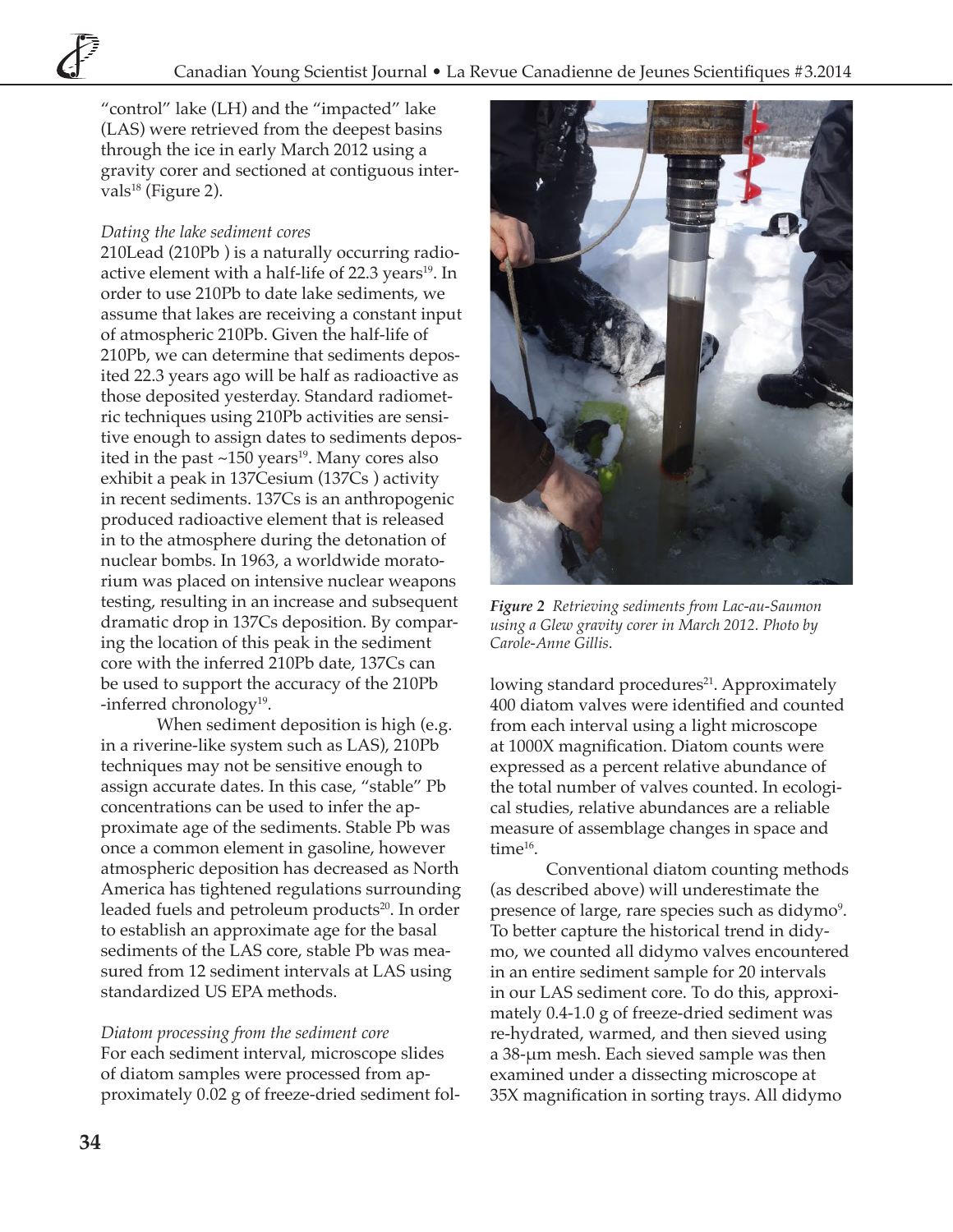"control" lake (LH) and the "impacted" lake (LAS) were retrieved from the deepest basins through the ice in early March 2012 using a gravity corer and sectioned at contiguous intervals[18] (Figure 2).

*Dating the lake sediment cores*

210Lead (210Pb ) is a naturally occurring radioactive element with a half-life of 22.3 years[19]. In order to use 210Pb to date lake sediments, we assume that lakes are receiving a constant input of atmospheric 210Pb. Given the half-life of 210Pb, we can determine that sediments deposited 22.3 years ago will be half as radioactive as those deposited yesterday. Standard radiometric techniques using 210Pb activities are sensitive enough to assign dates to sediments deposited in the past ~150 years[19]. Many cores also exhibit a peak in 137Cesium (137Cs ) activity in recent sediments. 137Cs is an anthropogenic produced radioactive element that is released in to the atmosphere during the detonation of nuclear bombs. In 1963, a worldwide moratorium was placed on intensive nuclear weapons testing, resulting in an increase and subsequent dramatic drop in 137Cs deposition. By comparing the location of this peak in the sediment core with the inferred 210Pb date, 137Cs can be used to support the accuracy of the 210Pb -inferred chronology[19].

When sediment deposition is high (e.g. in a riverine-like system such as LAS), 210Pb techniques may not be sensitive enough to assign accurate dates. In this case, "stable" Pb concentrations can be used to infer the approximate age of the sediments. Stable Pb was once a common element in gasoline, however atmospheric deposition has decreased as North America has tightened regulations surrounding leaded fuels and petroleum products[20]. In order to establish an approximate age for the basal sediments of the LAS core, stable Pb was measured from 12 sediment intervals at LAS using standardized US EPA methods.

*Diatom processing from the sediment core*

For each sediment interval, microscope slides of diatom samples were processed from approximately 0.02 g of freeze-dried sediment following standard procedures[21]. Approximately 400 diatom valves were identified and counted from each interval using a light microscope at 1000X magnification. Diatom counts were expressed as a percent relative abundance of the total number of valves counted. In ecological studies, relative abundances are a reliable measure of assemblage changes in space and time[16].

Conventional diatom counting methods (as described above) will underestimate the presence of large, rare species such as didymo[9]. To better capture the historical trend in didymo, we counted all didymo valves encountered in an entire sediment sample for 20 intervals in our LAS sediment core. To do this, approximately 0.4-1.0 g of freeze-dried sediment was re-hydrated, warmed, and then sieved using a 38-µm mesh. Each sieved sample was then examined under a dissecting microscope at 35X magnification in sorting trays. All didymo

***Figure 2*** *Retrieving sediments from Lac-au-Saumon using a Glew gravity corer in March 2012. Photo by Carole-Anne Gillis.*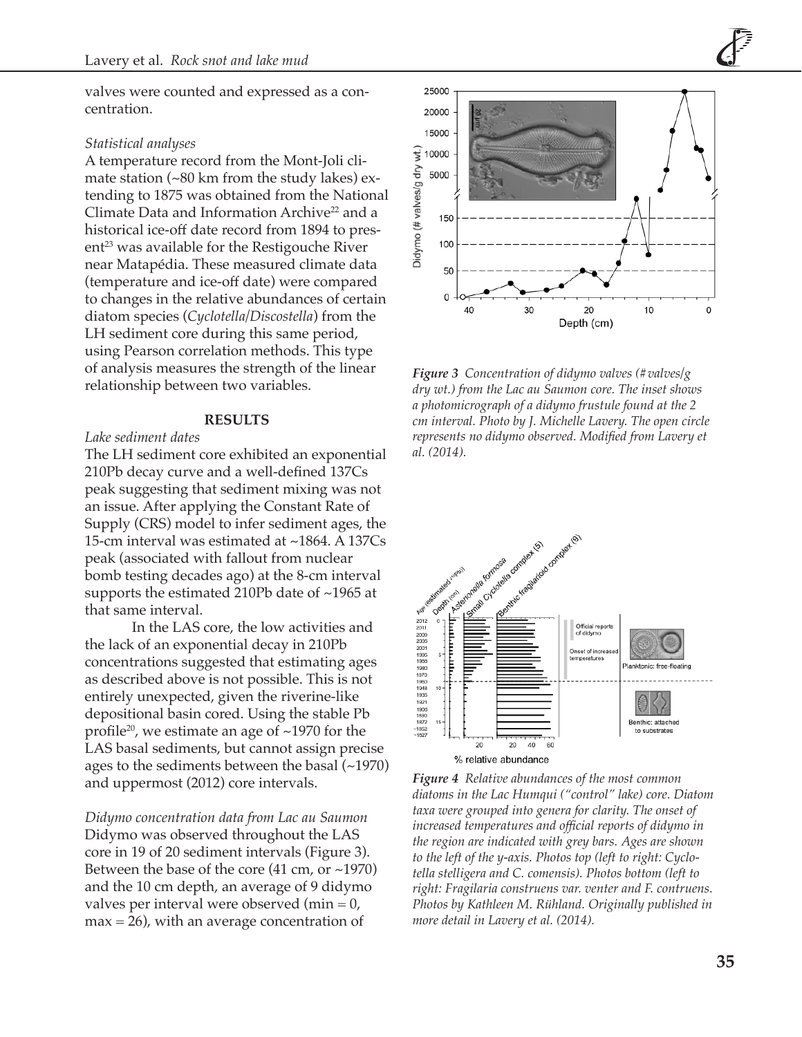valves were counted and expressed as a concentration.

*Statistical analyses*

A temperature record from the Mont-Joli climate station (~80 km from the study lakes) extending to 1875 was obtained from the National Climate Data and Information Archive[22] and a historical ice-off date record from 1894 to present[23] was available for the Restigouche River near Matapédia. These measured climate data (temperature and ice-off date) were compared to changes in the relative abundances of certain diatom species (*Cyclotella*/*Discostella*) from the LH sediment core during this same period, using Pearson correlation methods. This type of analysis measures the strength of the linear relationship between two variables.

## RESULTS

*Lake sediment dates*

The LH sediment core exhibited an exponential 210Pb decay curve and a well-defined 137Cs peak suggesting that sediment mixing was not an issue. After applying the Constant Rate of Supply (CRS) model to infer sediment ages, the 15-cm interval was estimated at ~1864. A 137Cs peak (associated with fallout from nuclear bomb testing decades ago) at the 8-cm interval supports the estimated 210Pb date of ~1965 at that same interval.

In the LAS core, the low activities and the lack of an exponential decay in 210Pb concentrations suggested that estimating ages as described above is not possible. This is not entirely unexpected, given the riverine-like depositional basin cored. Using the stable Pb profile[20], we estimate an age of ~1970 for the LAS basal sediments, but cannot assign precise ages to the sediments between the basal (~1970) and uppermost (2012) core intervals.

*Didymo concentration data from Lac au Saumon*

Didymo was observed throughout the LAS core in 19 of 20 sediment intervals (Figure 3). Between the base of the core (41 cm, or ~1970) and the 10 cm depth, an average of 9 didymo valves per interval were observed (min = 0, max = 26), with an average concentration of

***Figure 3*** *Concentration of didymo valves (# valves/g dry wt.) from the Lac au Saumon core. The inset shows a photomicrograph of a didymo frustule found at the 2 cm interval. Photo by J. Michelle Lavery. The open circle represents no didymo observed. Modified from Lavery et al. (2014).*

***Figure 4*** *Relative abundances of the most common diatoms in the Lac Humqui ("control" lake) core. Diatom taxa were grouped into genera for clarity. The onset of increased temperatures and official reports of didymo in the region are indicated with grey bars. Ages are shown to the left of the y-axis. Photos top (left to right: Cyclotella stelligera and C. comensis). Photos bottom (left to right: Fragilaria construens var. venter and F. contruens. Photos by Kathleen M. Rühland. Originally published in more detail in Lavery et al. (2014).*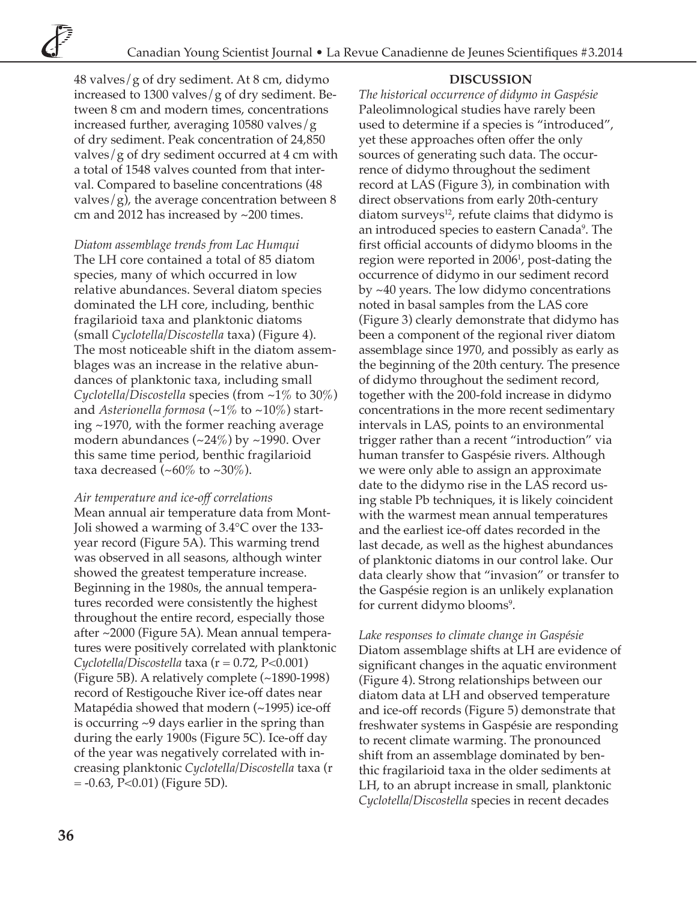48 valves/g of dry sediment. At 8 cm, didymo increased to 1300 valves/g of dry sediment. Between 8 cm and modern times, concentrations increased further, averaging 10580 valves/g of dry sediment. Peak concentration of 24,850 valves/g of dry sediment occurred at 4 cm with a total of 1548 valves counted from that interval. Compared to baseline concentrations (48 valves/g), the average concentration between 8 cm and 2012 has increased by ~200 times.

*Diatom assemblage trends from Lac Humqui*

The LH core contained a total of 85 diatom species, many of which occurred in low relative abundances. Several diatom species dominated the LH core, including, benthic fragilarioid taxa and planktonic diatoms (small *Cyclotella/Discostella* taxa) (Figure 4). The most noticeable shift in the diatom assemblages was an increase in the relative abundances of planktonic taxa, including small *Cyclotella/Discostella* species (from ~1% to 30%) and *Asterionella formosa* (~1% to ~10%) starting ~1970, with the former reaching average modern abundances (~24%) by ~1990. Over this same time period, benthic fragilarioid taxa decreased (~60% to ~30%).

*Air temperature and ice-off correlations*

Mean annual air temperature data from Mont-Joli showed a warming of 3.4°C over the 133-year record (Figure 5A). This warming trend was observed in all seasons, although winter showed the greatest temperature increase. Beginning in the 1980s, the annual temperatures recorded were consistently the highest throughout the entire record, especially those after ~2000 (Figure 5A). Mean annual temperatures were positively correlated with planktonic *Cyclotella/Discostella* taxa ($r = 0.72$, $P<0.001$) (Figure 5B). A relatively complete (~1890-1998) record of Restigouche River ice-off dates near Matapédia showed that modern (~1995) ice-off is occurring ~9 days earlier in the spring than during the early 1900s (Figure 5C). Ice-off day of the year was negatively correlated with increasing planktonic *Cyclotella/Discostella* taxa ($r = -0.63$, $P<0.01$) (Figure 5D).

## DISCUSSION

*The historical occurrence of didymo in Gaspésie*

Paleolimnological studies have rarely been used to determine if a species is "introduced", yet these approaches often offer the only sources of generating such data. The occurrence of didymo throughout the sediment record at LAS (Figure 3), in combination with direct observations from early 20th-century diatom surveys[12], refute claims that didymo is an introduced species to eastern Canada[9]. The first official accounts of didymo blooms in the region were reported in 2006[1], post-dating the occurrence of didymo in our sediment record by ~40 years. The low didymo concentrations noted in basal samples from the LAS core (Figure 3) clearly demonstrate that didymo has been a component of the regional river diatom assemblage since 1970, and possibly as early as the beginning of the 20th century. The presence of didymo throughout the sediment record, together with the 200-fold increase in didymo concentrations in the more recent sedimentary intervals in LAS, points to an environmental trigger rather than a recent "introduction" via human transfer to Gaspésie rivers. Although we were only able to assign an approximate date to the didymo rise in the LAS record using stable Pb techniques, it is likely coincident with the warmest mean annual temperatures and the earliest ice-off dates recorded in the last decade, as well as the highest abundances of planktonic diatoms in our control lake. Our data clearly show that "invasion" or transfer to the Gaspésie region is an unlikely explanation for current didymo blooms[9].

*Lake responses to climate change in Gaspésie*

Diatom assemblage shifts at LH are evidence of significant changes in the aquatic environment (Figure 4). Strong relationships between our diatom data at LH and observed temperature and ice-off records (Figure 5) demonstrate that freshwater systems in Gaspésie are responding to recent climate warming. The pronounced shift from an assemblage dominated by benthic fragilarioid taxa in the older sediments at LH, to an abrupt increase in small, planktonic *Cyclotella/Discostella* species in recent decades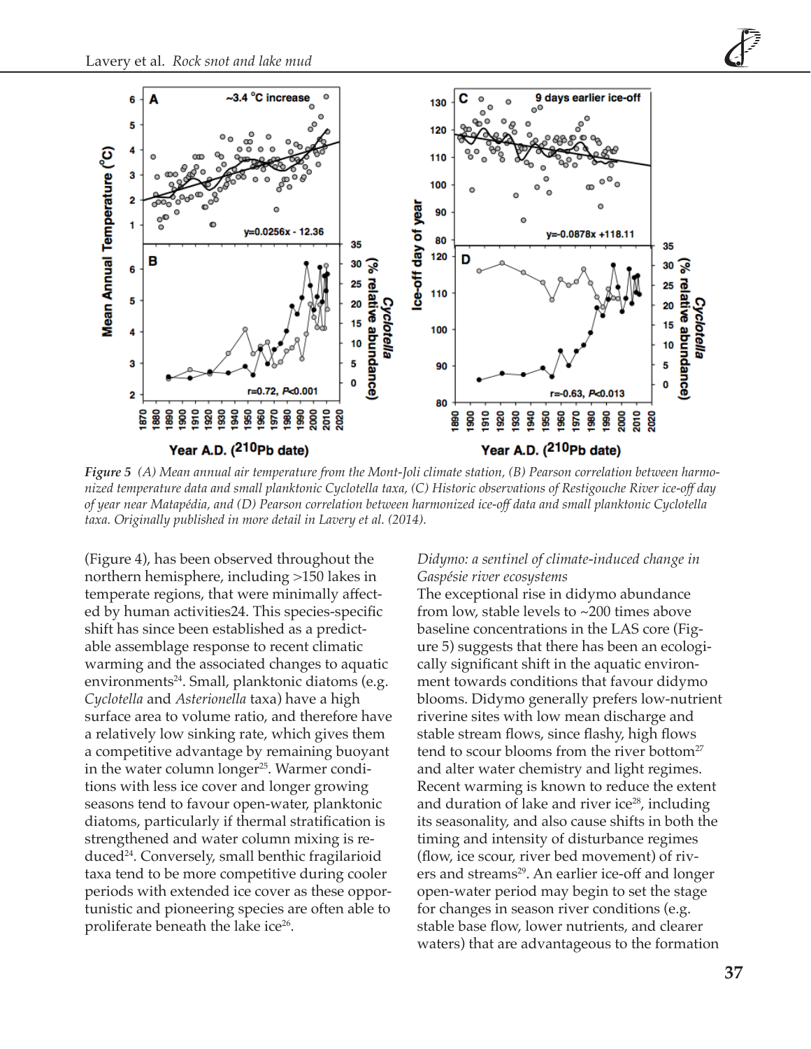*Figure 5 (A) Mean annual air temperature from the Mont-Joli climate station, (B) Pearson correlation between harmonized temperature data and small planktonic Cyclotella taxa, (C) Historic observations of Restigouche River ice-off day of year near Matapédia, and (D) Pearson correlation between harmonized ice-off data and small planktonic Cyclotella taxa. Originally published in more detail in Lavery et al. (2014).*

(Figure 4), has been observed throughout the northern hemisphere, including >150 lakes in temperate regions, that were minimally affected by human activities24. This species-specific shift has since been established as a predictable assemblage response to recent climatic warming and the associated changes to aquatic environments[24]. Small, planktonic diatoms (e.g. *Cyclotella* and *Asterionella* taxa) have a high surface area to volume ratio, and therefore have a relatively low sinking rate, which gives them a competitive advantage by remaining buoyant in the water column longer[25]. Warmer conditions with less ice cover and longer growing seasons tend to favour open-water, planktonic diatoms, particularly if thermal stratification is strengthened and water column mixing is reduced[24]. Conversely, small benthic fragilarioid taxa tend to be more competitive during cooler periods with extended ice cover as these opportunistic and pioneering species are often able to proliferate beneath the lake ice[26].

*Didymo: a sentinel of climate-induced change in Gaspésie river ecosystems*

The exceptional rise in didymo abundance from low, stable levels to ~200 times above baseline concentrations in the LAS core (Figure 5) suggests that there has been an ecologically significant shift in the aquatic environment towards conditions that favour didymo blooms. Didymo generally prefers low-nutrient riverine sites with low mean discharge and stable stream flows, since flashy, high flows tend to scour blooms from the river bottom[27] and alter water chemistry and light regimes. Recent warming is known to reduce the extent and duration of lake and river ice[28], including its seasonality, and also cause shifts in both the timing and intensity of disturbance regimes (flow, ice scour, river bed movement) of rivers and streams[29]. An earlier ice-off and longer open-water period may begin to set the stage for changes in season river conditions (e.g. stable base flow, lower nutrients, and clearer waters) that are advantageous to the formation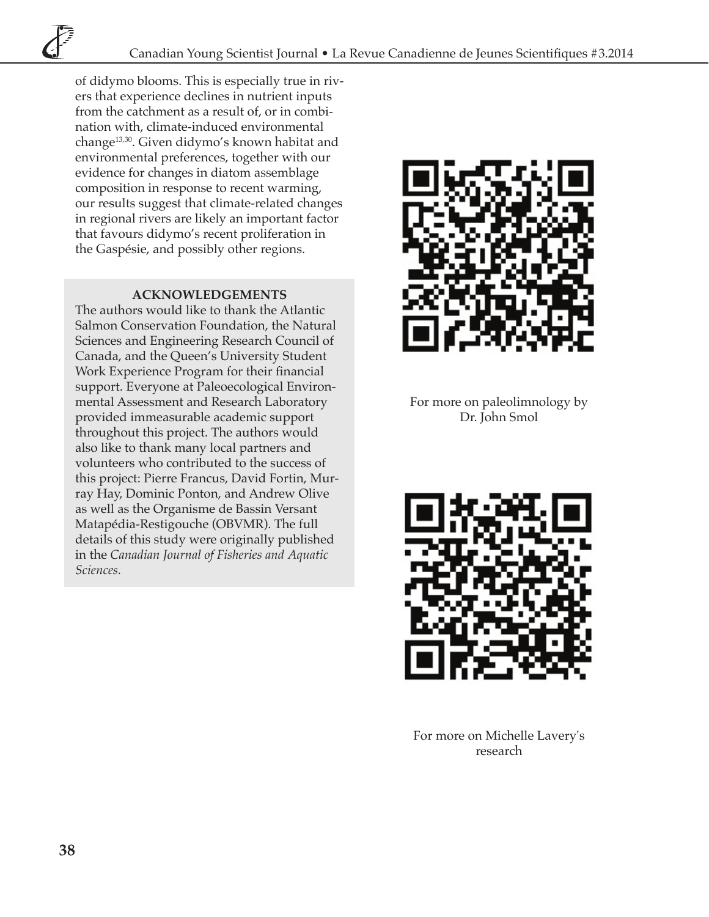of didymo blooms. This is especially true in rivers that experience declines in nutrient inputs from the catchment as a result of, or in combination with, climate-induced environmental change[13,30]. Given didymo's known habitat and environmental preferences, together with our evidence for changes in diatom assemblage composition in response to recent warming, our results suggest that climate-related changes in regional rivers are likely an important factor that favours didymo's recent proliferation in the Gaspésie, and possibly other regions.

## ACKNOWLEDGEMENTS

The authors would like to thank the Atlantic Salmon Conservation Foundation, the Natural Sciences and Engineering Research Council of Canada, and the Queen's University Student Work Experience Program for their financial support. Everyone at Paleoecological Environmental Assessment and Research Laboratory provided immeasurable academic support throughout this project. The authors would also like to thank many local partners and volunteers who contributed to the success of this project: Pierre Francus, David Fortin, Murray Hay, Dominic Ponton, and Andrew Olive as well as the Organisme de Bassin Versant Matapédia-Restigouche (OBVMR). The full details of this study were originally published in the *Canadian Journal of Fisheries and Aquatic Sciences.*

For more on paleolimnology by Dr. John Smol

For more on Michelle Lavery's research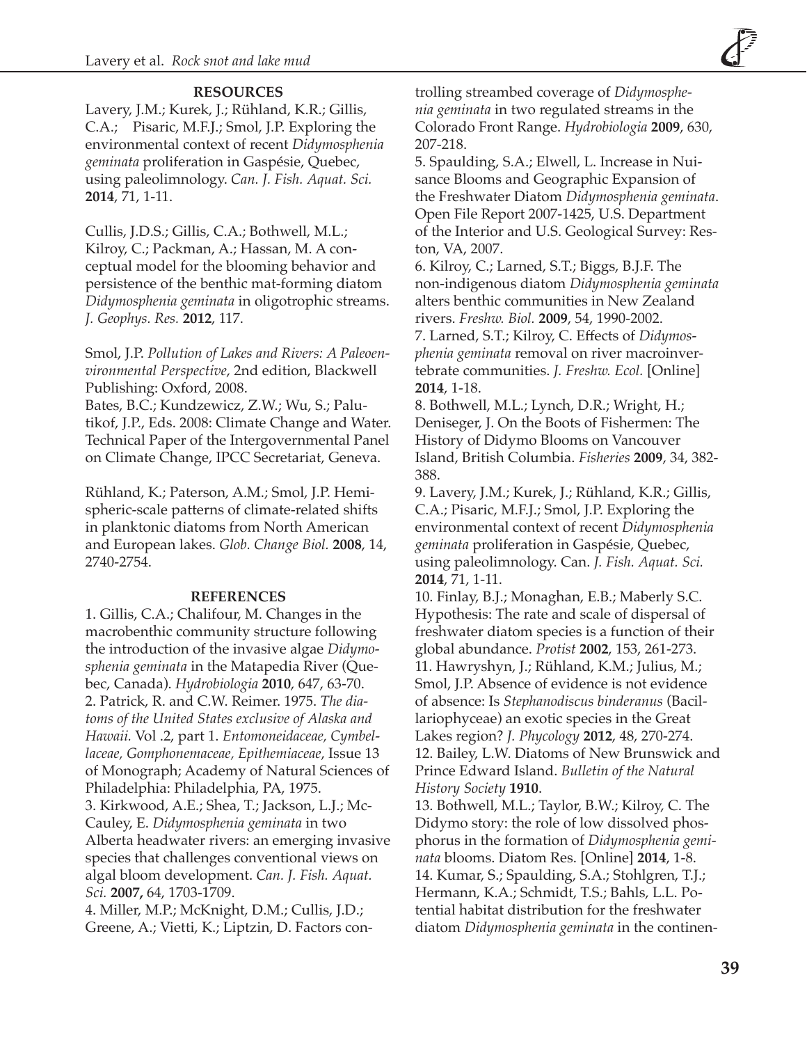## RESOURCES

Lavery, J.M.; Kurek, J.; Rühland, K.R.; Gillis, C.A.; Pisaric, M.F.J.; Smol, J.P. Exploring the environmental context of recent *Didymosphenia geminata* proliferation in Gaspésie, Quebec, using paleolimnology. *Can. J. Fish. Aquat. Sci.* **2014**, 71, 1-11.

Cullis, J.D.S.; Gillis, C.A.; Bothwell, M.L.; Kilroy, C.; Packman, A.; Hassan, M. A conceptual model for the blooming behavior and persistence of the benthic mat-forming diatom *Didymosphenia geminata* in oligotrophic streams. *J. Geophys. Res.* **2012**, 117.

Smol, J.P. *Pollution of Lakes and Rivers: A Paleoenvironmental Perspective*, 2nd edition, Blackwell Publishing: Oxford, 2008.

Bates, B.C.; Kundzewicz, Z.W.; Wu, S.; Palutikof, J.P., Eds. 2008: Climate Change and Water. Technical Paper of the Intergovernmental Panel on Climate Change, IPCC Secretariat, Geneva.

Rühland, K.; Paterson, A.M.; Smol, J.P. Hemispheric-scale patterns of climate-related shifts in planktonic diatoms from North American and European lakes. *Glob. Change Biol.* **2008**, 14, 2740-2754.

## REFERENCES

1. Gillis, C.A.; Chalifour, M. Changes in the macrobenthic community structure following the introduction of the invasive algae *Didymosphenia geminata* in the Matapedia River (Quebec, Canada). *Hydrobiologia* **2010**, 647, 63-70.
2. Patrick, R. and C.W. Reimer. 1975. *The diatoms of the United States exclusive of Alaska and Hawaii.* Vol .2, part 1. *Entomoneidaceae, Cymbellaceae, Gomphonemaceae, Epithemiaceae*, Issue 13 of Monograph; Academy of Natural Sciences of Philadelphia: Philadelphia, PA, 1975.
3. Kirkwood, A.E.; Shea, T.; Jackson, L.J.; McCauley, E. *Didymosphenia geminata* in two Alberta headwater rivers: an emerging invasive species that challenges conventional views on algal bloom development. *Can. J. Fish. Aquat. Sci.* **2007,** 64, 1703-1709.
4. Miller, M.P.; McKnight, D.M.; Cullis, J.D.; Greene, A.; Vietti, K.; Liptzin, D. Factors controlling streambed coverage of *Didymosphenia geminata* in two regulated streams in the Colorado Front Range. *Hydrobiologia* **2009**, 630, 207-218.
5. Spaulding, S.A.; Elwell, L. Increase in Nuisance Blooms and Geographic Expansion of the Freshwater Diatom *Didymosphenia geminata*. Open File Report 2007-1425, U.S. Department of the Interior and U.S. Geological Survey: Reston, VA, 2007.
6. Kilroy, C.; Larned, S.T.; Biggs, B.J.F. The non-indigenous diatom *Didymosphenia geminata* alters benthic communities in New Zealand rivers. *Freshw. Biol.* **2009**, 54, 1990-2002.
7. Larned, S.T.; Kilroy, C. Effects of *Didymosphenia geminata* removal on river macroinvertebrate communities. *J. Freshw. Ecol.* [Online] **2014**, 1-18.
8. Bothwell, M.L.; Lynch, D.R.; Wright, H.; Deniseger, J. On the Boots of Fishermen: The History of Didymo Blooms on Vancouver Island, British Columbia. *Fisheries* **2009**, 34, 382-388.
9. Lavery, J.M.; Kurek, J.; Rühland, K.R.; Gillis, C.A.; Pisaric, M.F.J.; Smol, J.P. Exploring the environmental context of recent *Didymosphenia geminata* proliferation in Gaspésie, Quebec, using paleolimnology. Can. *J. Fish. Aquat. Sci.* **2014**, 71, 1-11.
10. Finlay, B.J.; Monaghan, E.B.; Maberly S.C. Hypothesis: The rate and scale of dispersal of freshwater diatom species is a function of their global abundance. *Protist* **2002**, 153, 261-273.
11. Hawryshyn, J.; Rühland, K.M.; Julius, M.; Smol, J.P. Absence of evidence is not evidence of absence: Is *Stephanodiscus binderanus* (Bacillariophyceae) an exotic species in the Great Lakes region? *J. Phycology* **2012**, 48, 270-274.
12. Bailey, L.W. Diatoms of New Brunswick and Prince Edward Island. *Bulletin of the Natural History Society* **1910**.
13. Bothwell, M.L.; Taylor, B.W.; Kilroy, C. The Didymo story: the role of low dissolved phosphorus in the formation of *Didymosphenia geminata* blooms. Diatom Res. [Online] **2014**, 1-8.
14. Kumar, S.; Spaulding, S.A.; Stohlgren, T.J.; Hermann, K.A.; Schmidt, T.S.; Bahls, L.L. Potential habitat distribution for the freshwater diatom *Didymosphenia geminata* in the continen-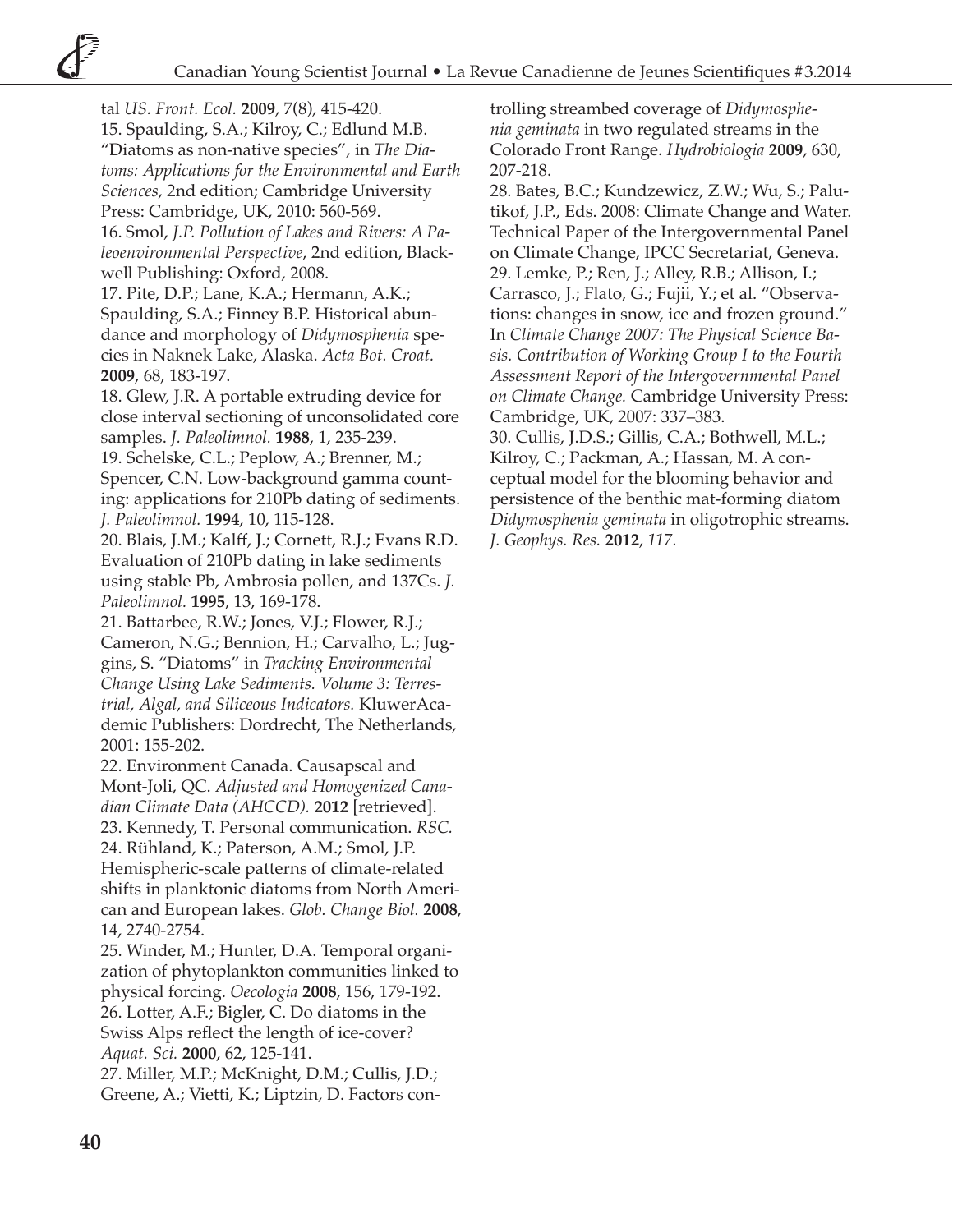tal *US. Front. Ecol.* **2009**, 7(8), 415-420.

15. Spaulding, S.A.; Kilroy, C.; Edlund M.B. "Diatoms as non-native species", in *The Diatoms: Applications for the Environmental and Earth Sciences*, 2nd edition; Cambridge University Press: Cambridge, UK, 2010: 560-569.

16. Smol, *J.P. Pollution of Lakes and Rivers: A Paleoenvironmental Perspective*, 2nd edition, Blackwell Publishing: Oxford, 2008.

17. Pite, D.P.; Lane, K.A.; Hermann, A.K.; Spaulding, S.A.; Finney B.P. Historical abundance and morphology of *Didymosphenia* species in Naknek Lake, Alaska. *Acta Bot. Croat.* **2009**, 68, 183-197.

18. Glew, J.R. A portable extruding device for close interval sectioning of unconsolidated core samples. *J. Paleolimnol.* **1988**, 1, 235-239.

19. Schelske, C.L.; Peplow, A.; Brenner, M.; Spencer, C.N. Low-background gamma counting: applications for 210Pb dating of sediments. *J. Paleolimnol.* **1994**, 10, 115-128.

20. Blais, J.M.; Kalff, J.; Cornett, R.J.; Evans R.D. Evaluation of 210Pb dating in lake sediments using stable Pb, Ambrosia pollen, and 137Cs. *J. Paleolimnol.* **1995**, 13, 169-178.

21. Battarbee, R.W.; Jones, V.J.; Flower, R.J.; Cameron, N.G.; Bennion, H.; Carvalho, L.; Juggins, S. "Diatoms" in *Tracking Environmental Change Using Lake Sediments. Volume 3: Terrestrial, Algal, and Siliceous Indicators.* KluwerAcademic Publishers: Dordrecht, The Netherlands, 2001: 155-202.

22. Environment Canada. Causapscal and Mont-Joli, QC. *Adjusted and Homogenized Canadian Climate Data (AHCCD).* **2012** [retrieved].

23. Kennedy, T. Personal communication. *RSC.*

24. Rühland, K.; Paterson, A.M.; Smol, J.P. Hemispheric-scale patterns of climate-related shifts in planktonic diatoms from North American and European lakes. *Glob. Change Biol.* **2008**, 14, 2740-2754.

25. Winder, M.; Hunter, D.A. Temporal organization of phytoplankton communities linked to physical forcing. *Oecologia* **2008**, 156, 179-192.

26. Lotter, A.F.; Bigler, C. Do diatoms in the Swiss Alps reflect the length of ice-cover? *Aquat. Sci.* **2000**, 62, 125-141.

27. Miller, M.P.; McKnight, D.M.; Cullis, J.D.; Greene, A.; Vietti, K.; Liptzin, D. Factors controlling streambed coverage of *Didymosphenia geminata* in two regulated streams in the Colorado Front Range. *Hydrobiologia* **2009**, 630, 207-218.

28. Bates, B.C.; Kundzewicz, Z.W.; Wu, S.; Palutikof, J.P., Eds. 2008: Climate Change and Water. Technical Paper of the Intergovernmental Panel on Climate Change, IPCC Secretariat, Geneva.

29. Lemke, P.; Ren, J.; Alley, R.B.; Allison, I.; Carrasco, J.; Flato, G.; Fujii, Y.; et al. "Observations: changes in snow, ice and frozen ground." In *Climate Change 2007: The Physical Science Basis. Contribution of Working Group I to the Fourth Assessment Report of the Intergovernmental Panel on Climate Change.* Cambridge University Press: Cambridge, UK, 2007: 337–383.

30. Cullis, J.D.S.; Gillis, C.A.; Bothwell, M.L.; Kilroy, C.; Packman, A.; Hassan, M. A conceptual model for the blooming behavior and persistence of the benthic mat-forming diatom *Didymosphenia geminata* in oligotrophic streams. *J. Geophys. Res.* **2012**, *117.*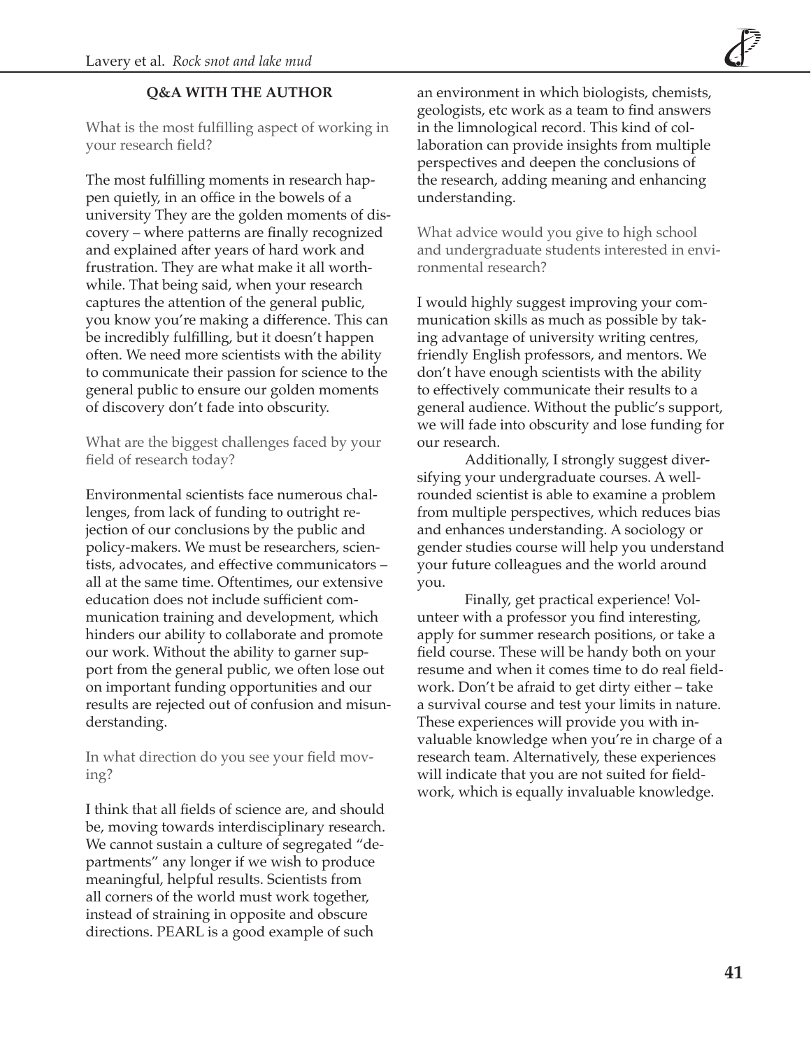## Q&A WITH THE AUTHOR

What is the most fulfilling aspect of working in your research field?

The most fulfilling moments in research happen quietly, in an office in the bowels of a university They are the golden moments of discovery – where patterns are finally recognized and explained after years of hard work and frustration. They are what make it all worthwhile. That being said, when your research captures the attention of the general public, you know you're making a difference. This can be incredibly fulfilling, but it doesn't happen often. We need more scientists with the ability to communicate their passion for science to the general public to ensure our golden moments of discovery don't fade into obscurity.

What are the biggest challenges faced by your field of research today?

Environmental scientists face numerous challenges, from lack of funding to outright rejection of our conclusions by the public and policy-makers. We must be researchers, scientists, advocates, and effective communicators – all at the same time. Oftentimes, our extensive education does not include sufficient communication training and development, which hinders our ability to collaborate and promote our work. Without the ability to garner support from the general public, we often lose out on important funding opportunities and our results are rejected out of confusion and misunderstanding.

In what direction do you see your field moving?

I think that all fields of science are, and should be, moving towards interdisciplinary research. We cannot sustain a culture of segregated "departments" any longer if we wish to produce meaningful, helpful results. Scientists from all corners of the world must work together, instead of straining in opposite and obscure directions. PEARL is a good example of such an environment in which biologists, chemists, geologists, etc work as a team to find answers in the limnological record. This kind of collaboration can provide insights from multiple perspectives and deepen the conclusions of the research, adding meaning and enhancing understanding.

What advice would you give to high school and undergraduate students interested in environmental research?

I would highly suggest improving your communication skills as much as possible by taking advantage of university writing centres, friendly English professors, and mentors. We don't have enough scientists with the ability to effectively communicate their results to a general audience. Without the public's support, we will fade into obscurity and lose funding for our research.

Additionally, I strongly suggest diversifying your undergraduate courses. A well-rounded scientist is able to examine a problem from multiple perspectives, which reduces bias and enhances understanding. A sociology or gender studies course will help you understand your future colleagues and the world around you.

Finally, get practical experience! Volunteer with a professor you find interesting, apply for summer research positions, or take a field course. These will be handy both on your resume and when it comes time to do real fieldwork. Don't be afraid to get dirty either – take a survival course and test your limits in nature. These experiences will provide you with invaluable knowledge when you're in charge of a research team. Alternatively, these experiences will indicate that you are not suited for fieldwork, which is equally invaluable knowledge.